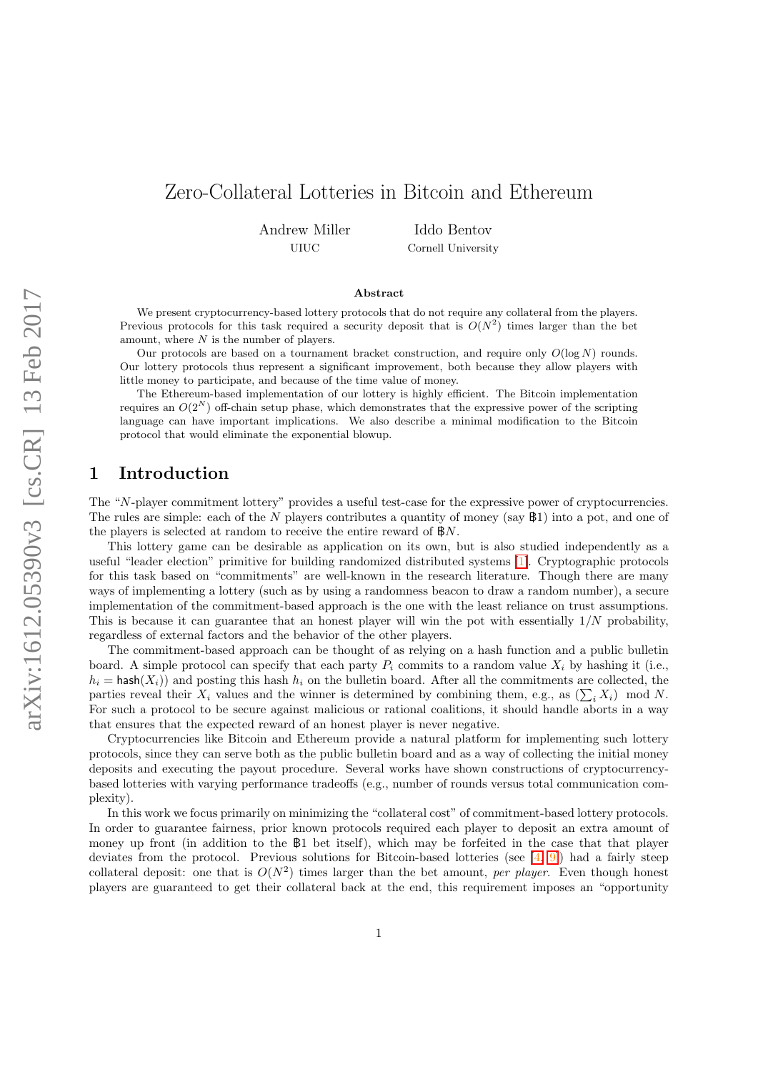# Zero-Collateral Lotteries in Bitcoin and Ethereum

Andrew Miller
UIUC

Iddo Bentov
Cornell University

### Abstract

We present cryptocurrency-based lottery protocols that do not require any collateral from the players. Previous protocols for this task required a security deposit that is $O(N^2)$ times larger than the bet amount, where $N$ is the number of players.

Our protocols are based on a tournament bracket construction, and require only $O(\log N)$ rounds. Our lottery protocols thus represent a significant improvement, both because they allow players with little money to participate, and because of the time value of money.

The Ethereum-based implementation of our lottery is highly efficient. The Bitcoin implementation requires an $O(2^N)$ off-chain setup phase, which demonstrates that the expressive power of the scripting language can have important implications. We also describe a minimal modification to the Bitcoin protocol that would eliminate the exponential blowup.

## 1 Introduction

The "$N$-player commitment lottery" provides a useful test-case for the expressive power of cryptocurrencies. The rules are simple: each of the $N$ players contributes a quantity of money (say ฿1) into a pot, and one of the players is selected at random to receive the entire reward of ฿$N$.

This lottery game can be desirable as application on its own, but is also studied independently as a useful "leader election" primitive for building randomized distributed systems [1]. Cryptographic protocols for this task based on "commitments" are well-known in the research literature. Though there are many ways of implementing a lottery (such as by using a randomness beacon to draw a random number), a secure implementation of the commitment-based approach is the one with the least reliance on trust assumptions. This is because it can guarantee that an honest player will win the pot with essentially $1/N$ probability, regardless of external factors and the behavior of the other players.

The commitment-based approach can be thought of as relying on a hash function and a public bulletin board. A simple protocol can specify that each party $P_i$ commits to a random value $X_i$ by hashing it (i.e., $h_i = \mathsf{hash}(X_i)$) and posting this hash $h_i$ on the bulletin board. After all the commitments are collected, the parties reveal their $X_i$ values and the winner is determined by combining them, e.g., as $(\sum_i X_i) \mod N$. For such a protocol to be secure against malicious or rational coalitions, it should handle aborts in a way that ensures that the expected reward of an honest player is never negative.

Cryptocurrencies like Bitcoin and Ethereum provide a natural platform for implementing such lottery protocols, since they can serve both as the public bulletin board and as a way of collecting the initial money deposits and executing the payout procedure. Several works have shown constructions of cryptocurrency-based lotteries with varying performance tradeoffs (e.g., number of rounds versus total communication complexity).

In this work we focus primarily on minimizing the "collateral cost" of commitment-based lottery protocols. In order to guarantee fairness, prior known protocols required each player to deposit an extra amount of money up front (in addition to the ฿1 bet itself), which may be forfeited in the case that that player deviates from the protocol. Previous solutions for Bitcoin-based lotteries (see [4, 9]) had a fairly steep collateral deposit: one that is $O(N^2)$ times larger than the bet amount, *per player*. Even though honest players are guaranteed to get their collateral back at the end, this requirement imposes an "opportunity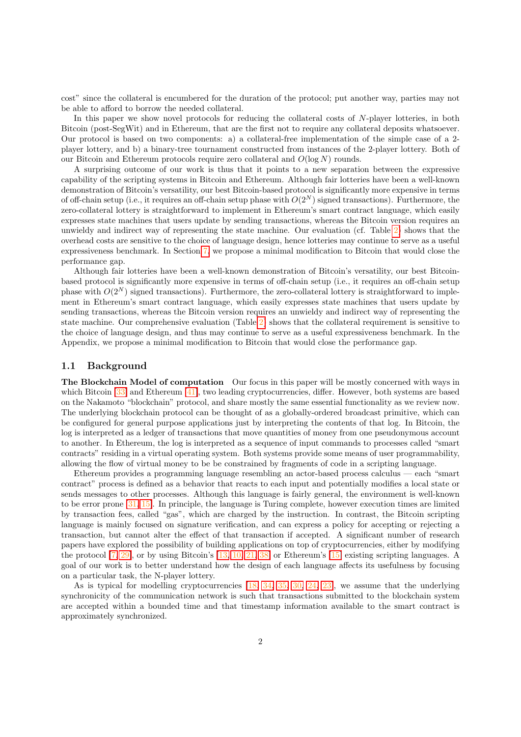cost" since the collateral is encumbered for the duration of the protocol; put another way, parties may not be able to afford to borrow the needed collateral.

In this paper we show novel protocols for reducing the collateral costs of $N$-player lotteries, in both Bitcoin (post-SegWit) and in Ethereum, that are the first not to require any collateral deposits whatsoever. Our protocol is based on two components: a) a collateral-free implementation of the simple case of a 2-player lottery, and b) a binary-tree tournament constructed from instances of the 2-player lottery. Both of our Bitcoin and Ethereum protocols require zero collateral and $O(\log N)$ rounds.

A surprising outcome of our work is thus that it points to a new separation between the expressive capability of the scripting systems in Bitcoin and Ethereum. Although fair lotteries have been a well-known demonstration of Bitcoin's versatility, our best Bitcoin-based protocol is significantly more expensive in terms of off-chain setup (i.e., it requires an off-chain setup phase with $O(2^N)$ signed transactions). Furthermore, the zero-collateral lottery is straightforward to implement in Ethereum's smart contract language, which easily expresses state machines that users update by sending transactions, whereas the Bitcoin version requires an unwieldy and indirect way of representing the state machine. Our evaluation (cf. Table 2) shows that the overhead costs are sensitive to the choice of language design, hence lotteries may continue to serve as a useful expressiveness benchmark. In Section 7, we propose a minimal modification to Bitcoin that would close the performance gap.

Although fair lotteries have been a well-known demonstration of Bitcoin's versatility, our best Bitcoin-based protocol is significantly more expensive in terms of off-chain setup (i.e., it requires an off-chain setup phase with $O(2^N)$ signed transactions). Furthermore, the zero-collateral lottery is straightforward to implement in Ethereum's smart contract language, which easily expresses state machines that users update by sending transactions, whereas the Bitcoin version requires an unwieldy and indirect way of representing the state machine. Our comprehensive evaluation (Table 2) shows that the collateral requirement is sensitive to the choice of language design, and thus may continue to serve as a useful expressiveness benchmark. In the Appendix, we propose a minimal modification to Bitcoin that would close the performance gap.

## 1.1 Background

**The Blockchain Model of computation** Our focus in this paper will be mostly concerned with ways in which Bitcoin [33] and Ethereum [41], two leading cryptocurrencies, differ. However, both systems are based on the Nakamoto "blockchain" protocol, and share mostly the same essential functionality as we review now. The underlying blockchain protocol can be thought of as a globally-ordered broadcast primitive, which can be configured for general purpose applications just by interpreting the contents of that log. In Bitcoin, the log is interpreted as a ledger of transactions that move quantities of money from one pseudonymous account to another. In Ethereum, the log is interpreted as a sequence of input commands to processes called "smart contracts" residing in a virtual operating system. Both systems provide some means of user programmability, allowing the flow of virtual money to be be constrained by fragments of code in a scripting language.

Ethereum provides a programming language resembling an actor-based process calculus — each "smart contract" process is defined as a behavior that reacts to each input and potentially modifies a local state or sends messages to other processes. Although this language is fairly general, the environment is well-known to be error prone [31, 15]. In principle, the language is Turing complete, however execution times are limited by transaction fees, called "gas", which are charged by the instruction. In contrast, the Bitcoin scripting language is mainly focused on signature verification, and can express a policy for accepting or rejecting a transaction, but cannot alter the effect of that transaction if accepted. A significant number of research papers have explored the possibility of building applications on top of cryptocurrencies, either by modifying the protocol [7, 29], or by using Bitcoin's [13, 10, 21, 38] or Ethereum's [15] existing scripting languages. A goal of our work is to better understand how the design of each language affects its usefulness by focusing on a particular task, the N-player lottery.

As is typical for modelling cryptocurrencies [18, 34, 35, 30, 24, 23], we assume that the underlying synchronicity of the communication network is such that transactions submitted to the blockchain system are accepted within a bounded time and that timestamp information available to the smart contract is approximately synchronized.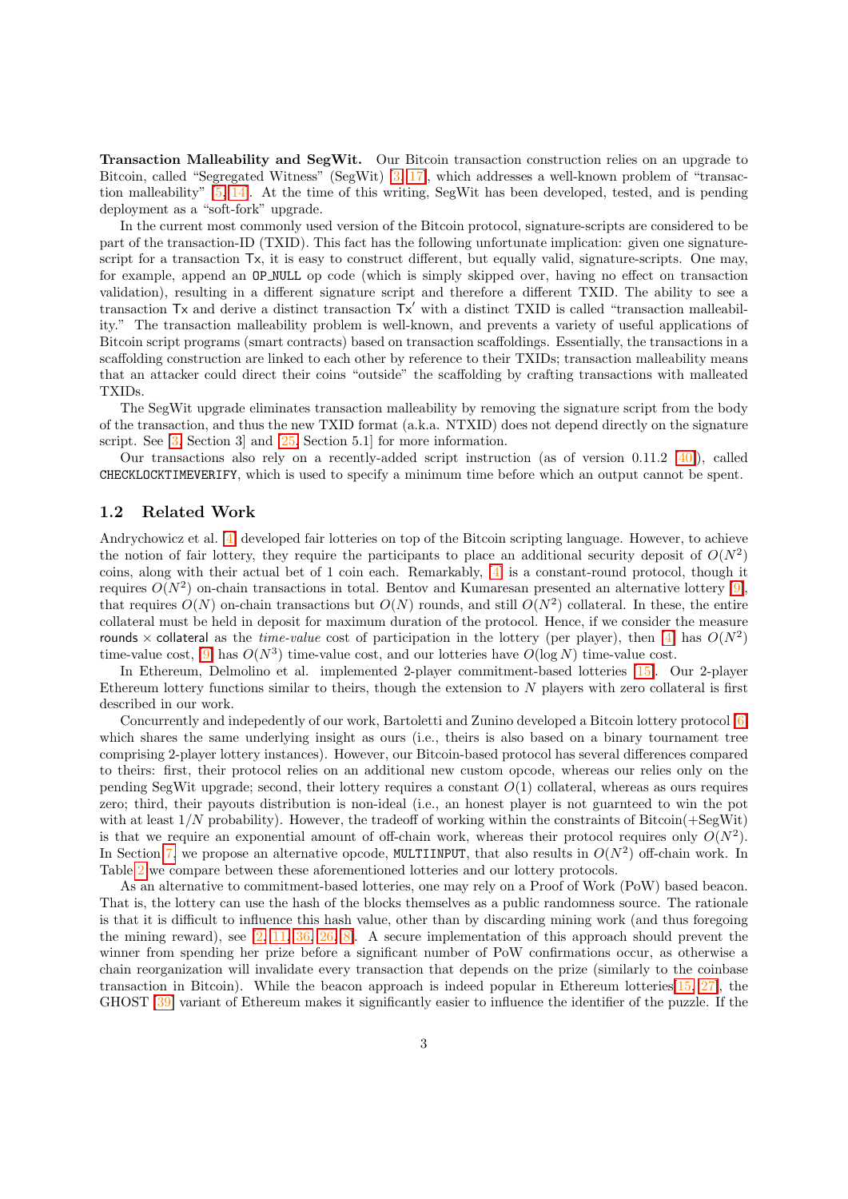**Transaction Malleability and SegWit.** Our Bitcoin transaction construction relies on an upgrade to Bitcoin, called "Segregated Witness" (SegWit) [3, 17], which addresses a well-known problem of "transaction malleability" [5, 14]. At the time of this writing, SegWit has been developed, tested, and is pending deployment as a "soft-fork" upgrade.

In the current most commonly used version of the Bitcoin protocol, signature-scripts are considered to be part of the transaction-ID (TXID). This fact has the following unfortunate implication: given one signature-script for a transaction $\mathsf{Tx}$, it is easy to construct different, but equally valid, signature-scripts. One may, for example, append an `OP_NULL` op code (which is simply skipped over, having no effect on transaction validation), resulting in a different signature script and therefore a different TXID. The ability to see a transaction $\mathsf{Tx}$ and derive a distinct transaction $\mathsf{Tx}'$ with a distinct TXID is called "transaction malleability." The transaction malleability problem is well-known, and prevents a variety of useful applications of Bitcoin script programs (smart contracts) based on transaction scaffoldings. Essentially, the transactions in a scaffolding construction are linked to each other by reference to their TXIDs; transaction malleability means that an attacker could direct their coins "outside" the scaffolding by crafting transactions with malleated TXIDs.

The SegWit upgrade eliminates transaction malleability by removing the signature script from the body of the transaction, and thus the new TXID format (a.k.a. NTXID) does not depend directly on the signature script. See [3, Section 3] and [25, Section 5.1] for more information.

Our transactions also rely on a recently-added script instruction (as of version 0.11.2 [40]), called `CHECKLOCKTIMEVERIFY`, which is used to specify a minimum time before which an output cannot be spent.

## 1.2 Related Work

Andrychowicz et al. [4] developed fair lotteries on top of the Bitcoin scripting language. However, to achieve the notion of fair lottery, they require the participants to place an additional security deposit of $O(N^2)$ coins, along with their actual bet of 1 coin each. Remarkably, [4] is a constant-round protocol, though it requires $O(N^2)$ on-chain transactions in total. Bentov and Kumaresan presented an alternative lottery [9], that requires $O(N)$ on-chain transactions but $O(N)$ rounds, and still $O(N^2)$ collateral. In these, the entire collateral must be held in deposit for maximum duration of the protocol. Hence, if we consider the measure $\mathsf{rounds} \times \mathsf{collateral}$ as the *time-value* cost of participation in the lottery (per player), then [4] has $O(N^2)$ time-value cost, [9] has $O(N^3)$ time-value cost, and our lotteries have $O(\log N)$ time-value cost.

In Ethereum, Delmolino et al. implemented 2-player commitment-based lotteries [15]. Our 2-player Ethereum lottery functions similar to theirs, though the extension to $N$ players with zero collateral is first described in our work.

Concurrently and indepedently of our work, Bartoletti and Zunino developed a Bitcoin lottery protocol [6] which shares the same underlying insight as ours (i.e., theirs is also based on a binary tournament tree comprising 2-player lottery instances). However, our Bitcoin-based protocol has several differences compared to theirs: first, their protocol relies on an additional new custom opcode, whereas our relies only on the pending SegWit upgrade; second, their lottery requires a constant $O(1)$ collateral, whereas as ours requires zero; third, their payouts distribution is non-ideal (i.e., an honest player is not guarnteed to win the pot with at least $1/N$ probability). However, the tradeoff of working within the constraints of Bitcoin(+SegWit) is that we require an exponential amount of off-chain work, whereas their protocol requires only $O(N^2)$. In Section 7, we propose an alternative opcode, `MULTIINPUT`, that also results in $O(N^2)$ off-chain work. In Table 2 we compare between these aforementioned lotteries and our lottery protocols.

As an alternative to commitment-based lotteries, one may rely on a Proof of Work (PoW) based beacon. That is, the lottery can use the hash of the blocks themselves as a public randomness source. The rationale is that it is difficult to influence this hash value, other than by discarding mining work (and thus foregoing the mining reward), see [2, 11, 36, 26, 8]. A secure implementation of this approach should prevent the winner from spending her prize before a significant number of PoW confirmations occur, as otherwise a chain reorganization will invalidate every transaction that depends on the prize (similarly to the coinbase transaction in Bitcoin). While the beacon approach is indeed popular in Ethereum lotteries[15, 27], the GHOST [39] variant of Ethereum makes it significantly easier to influence the identifier of the puzzle. If the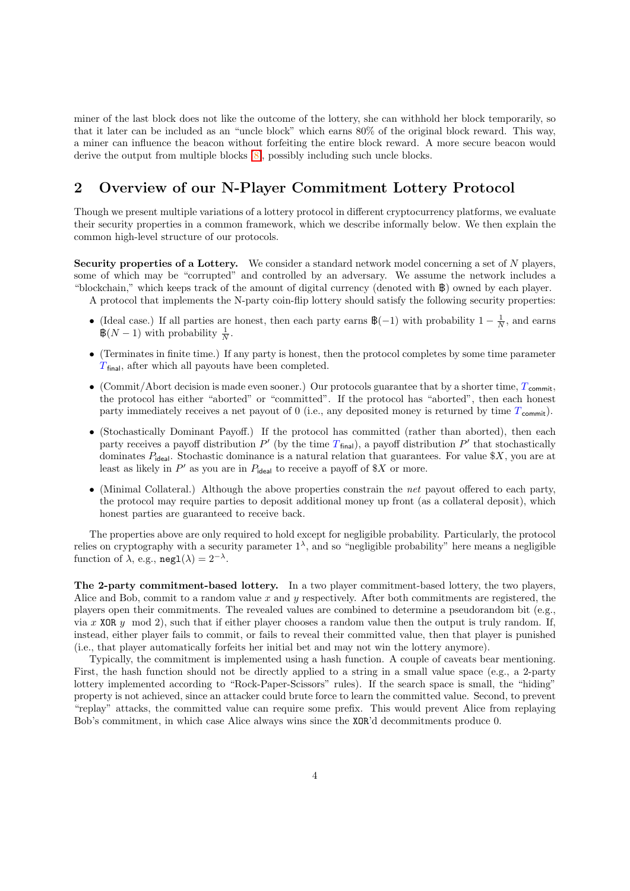miner of the last block does not like the outcome of the lottery, she can withhold her block temporarily, so that it later can be included as an "uncle block" which earns 80% of the original block reward. This way, a miner can influence the beacon without forfeiting the entire block reward. A more secure beacon would derive the output from multiple blocks [8], possibly including such uncle blocks.

## 2 Overview of our N-Player Commitment Lottery Protocol

Though we present multiple variations of a lottery protocol in different cryptocurrency platforms, we evaluate their security properties in a common framework, which we describe informally below. We then explain the common high-level structure of our protocols.

**Security properties of a Lottery.** We consider a standard network model concerning a set of $N$ players, some of which may be "corrupted" and controlled by an adversary. We assume the network includes a "blockchain," which keeps track of the amount of digital currency (denoted with ฿) owned by each player.

A protocol that implements the N-party coin-flip lottery should satisfy the following security properties:

- (Ideal case.) If all parties are honest, then each party earns ฿$(-1)$ with probability $1 - \frac{1}{N}$, and earns ฿$(N-1)$ with probability $\frac{1}{N}$.
- (Terminates in finite time.) If any party is honest, then the protocol completes by some time parameter $T_{\mathsf{final}}$, after which all payouts have been completed.
- (Commit/Abort decision is made even sooner.) Our protocols guarantee that by a shorter time, $T_{\mathsf{commit}}$, the protocol has either "aborted" or "committed". If the protocol has "aborted", then each honest party immediately receives a net payout of 0 (i.e., any deposited money is returned by time $T_{\mathsf{commit}}$).
- (Stochastically Dominant Payoff.) If the protocol has committed (rather than aborted), then each party receives a payoff distribution $P'$ (by the time $T_{\mathsf{final}}$), a payoff distribution $P'$ that stochastically dominates $P_{\mathsf{ideal}}$. Stochastic dominance is a natural relation that guarantees. For value \$$X$, you are at least as likely in $P'$ as you are in $P_{\mathsf{ideal}}$ to receive a payoff of \$$X$ or more.
- (Minimal Collateral.) Although the above properties constrain the *net* payout offered to each party, the protocol may require parties to deposit additional money up front (as a collateral deposit), which honest parties are guaranteed to receive back.

The properties above are only required to hold except for negligible probability. Particularly, the protocol relies on cryptography with a security parameter $1^\lambda$, and so "negligible probability" here means a negligible function of $\lambda$, e.g., $\mathtt{negl}(\lambda) = 2^{-\lambda}$.

**The 2-party commitment-based lottery.** In a two player commitment-based lottery, the two players, Alice and Bob, commit to a random value $x$ and $y$ respectively. After both commitments are registered, the players open their commitments. The revealed values are combined to determine a pseudorandom bit (e.g., via $x$ $\mathtt{XOR}$ $y \mod 2$), such that if either player chooses a random value then the output is truly random. If, instead, either player fails to commit, or fails to reveal their committed value, then that player is punished (i.e., that player automatically forfeits her initial bet and may not win the lottery anymore).

Typically, the commitment is implemented using a hash function. A couple of caveats bear mentioning. First, the hash function should not be directly applied to a string in a small value space (e.g., a 2-party lottery implemented according to "Rock-Paper-Scissors" rules). If the search space is small, the "hiding" property is not achieved, since an attacker could brute force to learn the committed value. Second, to prevent "replay" attacks, the committed value can require some prefix. This would prevent Alice from replaying Bob's commitment, in which case Alice always wins since the $\mathtt{XOR}$'d decommitments produce 0.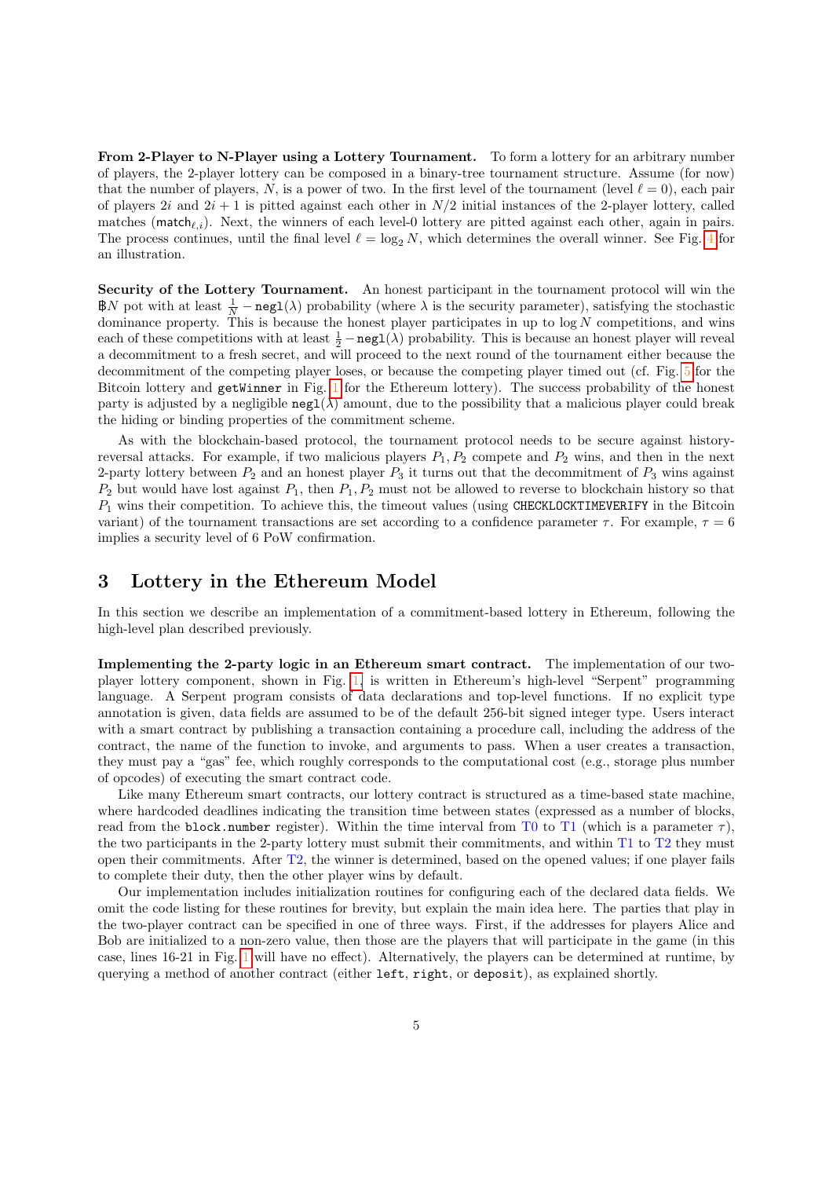**From 2-Player to N-Player using a Lottery Tournament.** To form a lottery for an arbitrary number of players, the 2-player lottery can be composed in a binary-tree tournament structure. Assume (for now) that the number of players, $N$, is a power of two. In the first level of the tournament (level $\ell = 0$), each pair of players $2i$ and $2i + 1$ is pitted against each other in $N/2$ initial instances of the 2-player lottery, called matches ($\mathsf{match}_{\ell,i}$). Next, the winners of each level-0 lottery are pitted against each other, again in pairs. The process continues, until the final level $\ell = \log_2 N$, which determines the overall winner. See Fig. 4 for an illustration.

**Security of the Lottery Tournament.** An honest participant in the tournament protocol will win the ฿$N$ pot with at least $\frac{1}{N} - \mathtt{negl}(\lambda)$ probability (where $\lambda$ is the security parameter), satisfying the stochastic dominance property. This is because the honest player participates in up to $\log N$ competitions, and wins each of these competitions with at least $\frac{1}{2} - \mathtt{negl}(\lambda)$ probability. This is because an honest player will reveal a decommitment to a fresh secret, and will proceed to the next round of the tournament either because the decommitment of the competing player loses, or because the competing player timed out (cf. Fig. 5 for the Bitcoin lottery and `getWinner` in Fig. 1 for the Ethereum lottery). The success probability of the honest party is adjusted by a negligible $\mathtt{negl}(\lambda)$ amount, due to the possibility that a malicious player could break the hiding or binding properties of the commitment scheme.

As with the blockchain-based protocol, the tournament protocol needs to be secure against history-reversal attacks. For example, if two malicious players $P_1, P_2$ compete and $P_2$ wins, and then in the next 2-party lottery between $P_2$ and an honest player $P_3$ it turns out that the decommitment of $P_3$ wins against $P_2$ but would have lost against $P_1$, then $P_1, P_2$ must not be allowed to reverse to blockchain history so that $P_1$ wins their competition. To achieve this, the timeout values (using `CHECKLOCKTIMEVERIFY` in the Bitcoin variant) of the tournament transactions are set according to a confidence parameter $\tau$. For example, $\tau = 6$ implies a security level of 6 PoW confirmation.

## 3 Lottery in the Ethereum Model

In this section we describe an implementation of a commitment-based lottery in Ethereum, following the high-level plan described previously.

**Implementing the 2-party logic in an Ethereum smart contract.** The implementation of our two-player lottery component, shown in Fig. 1, is written in Ethereum's high-level "Serpent" programming language. A Serpent program consists of data declarations and top-level functions. If no explicit type annotation is given, data fields are assumed to be of the default 256-bit signed integer type. Users interact with a smart contract by publishing a transaction containing a procedure call, including the address of the contract, the name of the function to invoke, and arguments to pass. When a user creates a transaction, they must pay a "gas" fee, which roughly corresponds to the computational cost (e.g., storage plus number of opcodes) of executing the smart contract code.

Like many Ethereum smart contracts, our lottery contract is structured as a time-based state machine, where hardcoded deadlines indicating the transition time between states (expressed as a number of blocks, read from the `block.number` register). Within the time interval from T0 to T1 (which is a parameter $\tau$), the two participants in the 2-party lottery must submit their commitments, and within T1 to T2 they must open their commitments. After T2, the winner is determined, based on the opened values; if one player fails to complete their duty, then the other player wins by default.

Our implementation includes initialization routines for configuring each of the declared data fields. We omit the code listing for these routines for brevity, but explain the main idea here. The parties that play in the two-player contract can be specified in one of three ways. First, if the addresses for players Alice and Bob are initialized to a non-zero value, then those are the players that will participate in the game (in this case, lines 16-21 in Fig. 1 will have no effect). Alternatively, the players can be determined at runtime, by querying a method of another contract (either `left`, `right`, or `deposit`), as explained shortly.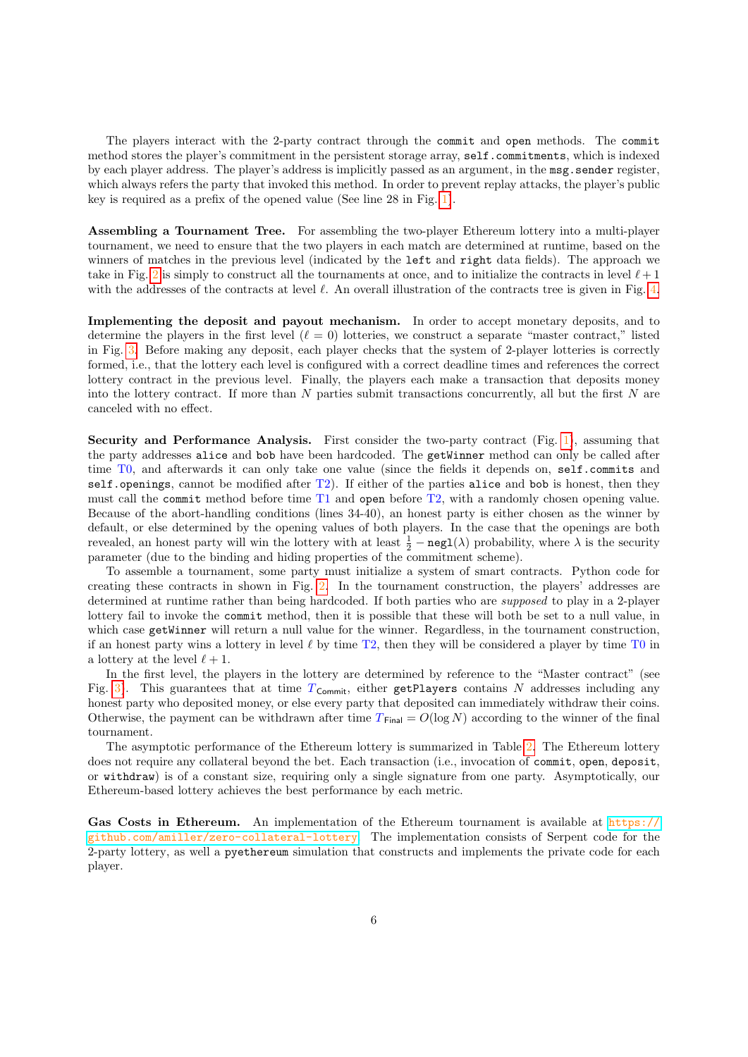The players interact with the 2-party contract through the `commit` and `open` methods. The `commit` method stores the player's commitment in the persistent storage array, `self.commitments`, which is indexed by each player address. The player's address is implicitly passed as an argument, in the `msg.sender` register, which always refers the party that invoked this method. In order to prevent replay attacks, the player's public key is required as a prefix of the opened value (See line 28 in Fig. 1).

**Assembling a Tournament Tree.** For assembling the two-player Ethereum lottery into a multi-player tournament, we need to ensure that the two players in each match are determined at runtime, based on the winners of matches in the previous level (indicated by the `left` and `right` data fields). The approach we take in Fig. 2 is simply to construct all the tournaments at once, and to initialize the contracts in level $\ell+1$ with the addresses of the contracts at level $\ell$. An overall illustration of the contracts tree is given in Fig. 4.

**Implementing the deposit and payout mechanism.** In order to accept monetary deposits, and to determine the players in the first level ($\ell = 0$) lotteries, we construct a separate "master contract," listed in Fig. 3. Before making any deposit, each player checks that the system of 2-player lotteries is correctly formed, i.e., that the lottery each level is configured with a correct deadline times and references the correct lottery contract in the previous level. Finally, the players each make a transaction that deposits money into the lottery contract. If more than $N$ parties submit transactions concurrently, all but the first $N$ are canceled with no effect.

**Security and Performance Analysis.** First consider the two-party contract (Fig. 1), assuming that the party addresses `alice` and `bob` have been hardcoded. The `getWinner` method can only be called after time T0, and afterwards it can only take one value (since the fields it depends on, `self.commits` and `self.openings`, cannot be modified after T2). If either of the parties `alice` and `bob` is honest, then they must call the `commit` method before time T1 and `open` before T2, with a randomly chosen opening value. Because of the abort-handling conditions (lines 34-40), an honest party is either chosen as the winner by default, or else determined by the opening values of both players. In the case that the openings are both revealed, an honest party will win the lottery with at least $\frac{1}{2} - \mathtt{negl}(\lambda)$ probability, where $\lambda$ is the security parameter (due to the binding and hiding properties of the commitment scheme).

To assemble a tournament, some party must initialize a system of smart contracts. Python code for creating these contracts in shown in Fig. 2. In the tournament construction, the players' addresses are determined at runtime rather than being hardcoded. If both parties who are *supposed* to play in a 2-player lottery fail to invoke the `commit` method, then it is possible that these will both be set to a null value, in which case `getWinner` will return a null value for the winner. Regardless, in the tournament construction, if an honest party wins a lottery in level $\ell$ by time T2, then they will be considered a player by time T0 in a lottery at the level $\ell+1$.

In the first level, the players in the lottery are determined by reference to the "Master contract" (see Fig. 3). This guarantees that at time $T_{\mathsf{Commit}}$, either `getPlayers` contains $N$ addresses including any honest party who deposited money, or else every party that deposited can immediately withdraw their coins. Otherwise, the payment can be withdrawn after time $T_{\mathsf{Final}} = O(\log N)$ according to the winner of the final tournament.

The asymptotic performance of the Ethereum lottery is summarized in Table 2. The Ethereum lottery does not require any collateral beyond the bet. Each transaction (i.e., invocation of `commit`, `open`, `deposit`, or `withdraw`) is of a constant size, requiring only a single signature from one party. Asymptotically, our Ethereum-based lottery achieves the best performance by each metric.

**Gas Costs in Ethereum.** An implementation of the Ethereum tournament is available at https://github.com/amiller/zero-collateral-lottery. The implementation consists of Serpent code for the 2-party lottery, as well a `pyethereum` simulation that constructs and implements the private code for each player.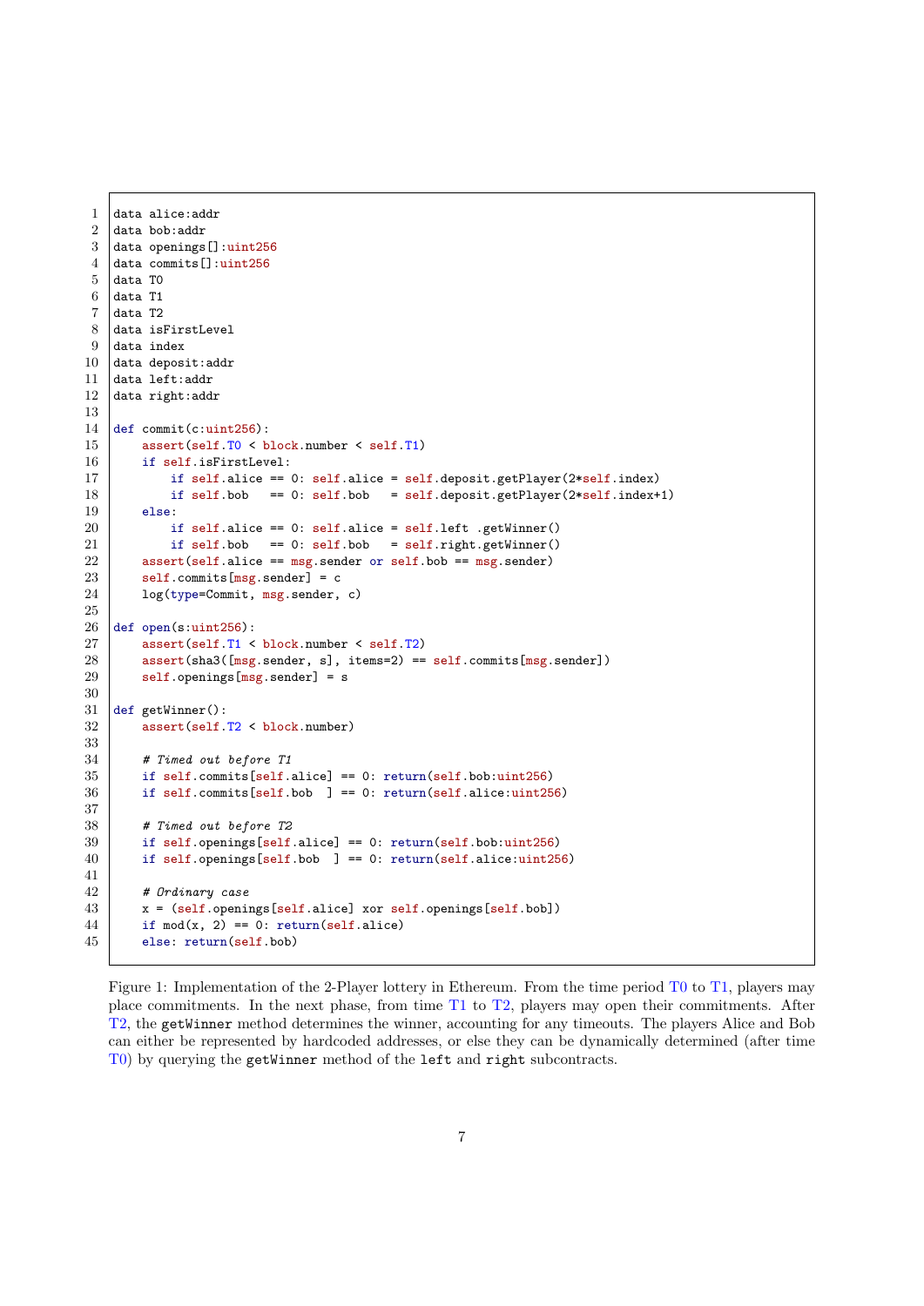```
data alice:addr
data bob:addr
data openings[]:uint256
data commits[]:uint256
data T0
data T1
data T2
data isFirstLevel
data index
data deposit:addr
data left:addr
data right:addr

def commit(c:uint256):
    assert(self.T0 < block.number < self.T1)
    if self.isFirstLevel:
        if self.alice == 0: self.alice = self.deposit.getPlayer(2*self.index)
        if self.bob   == 0: self.bob   = self.deposit.getPlayer(2*self.index+1)
    else:
        if self.alice == 0: self.alice = self.left .getWinner()
        if self.bob   == 0: self.bob   = self.right.getWinner()
    assert(self.alice == msg.sender or self.bob == msg.sender)
    self.commits[msg.sender] = c
    log(type=Commit, msg.sender, c)

def open(s:uint256):
    assert(self.T1 < block.number < self.T2)
    assert(sha3([msg.sender, s], items=2) == self.commits[msg.sender])
    self.openings[msg.sender] = s

def getWinner():
    assert(self.T2 < block.number)

    # Timed out before T1
    if self.commits[self.alice] == 0: return(self.bob:uint256)
    if self.commits[self.bob  ] == 0: return(self.alice:uint256)

    # Timed out before T2
    if self.openings[self.alice] == 0: return(self.bob:uint256)
    if self.openings[self.bob  ] == 0: return(self.alice:uint256)

    # Ordinary case
    x = (self.openings[self.alice] xor self.openings[self.bob])
    if mod(x, 2) == 0: return(self.alice)
    else: return(self.bob)
```

Figure 1: Implementation of the 2-Player lottery in Ethereum. From the time period T0 to T1, players may place commitments. In the next phase, from time T1 to T2, players may open their commitments. After T2, the `getWinner` method determines the winner, accounting for any timeouts. The players Alice and Bob can either be represented by hardcoded addresses, or else they can be dynamically determined (after time T0) by querying the `getWinner` method of the `left` and `right` subcontracts.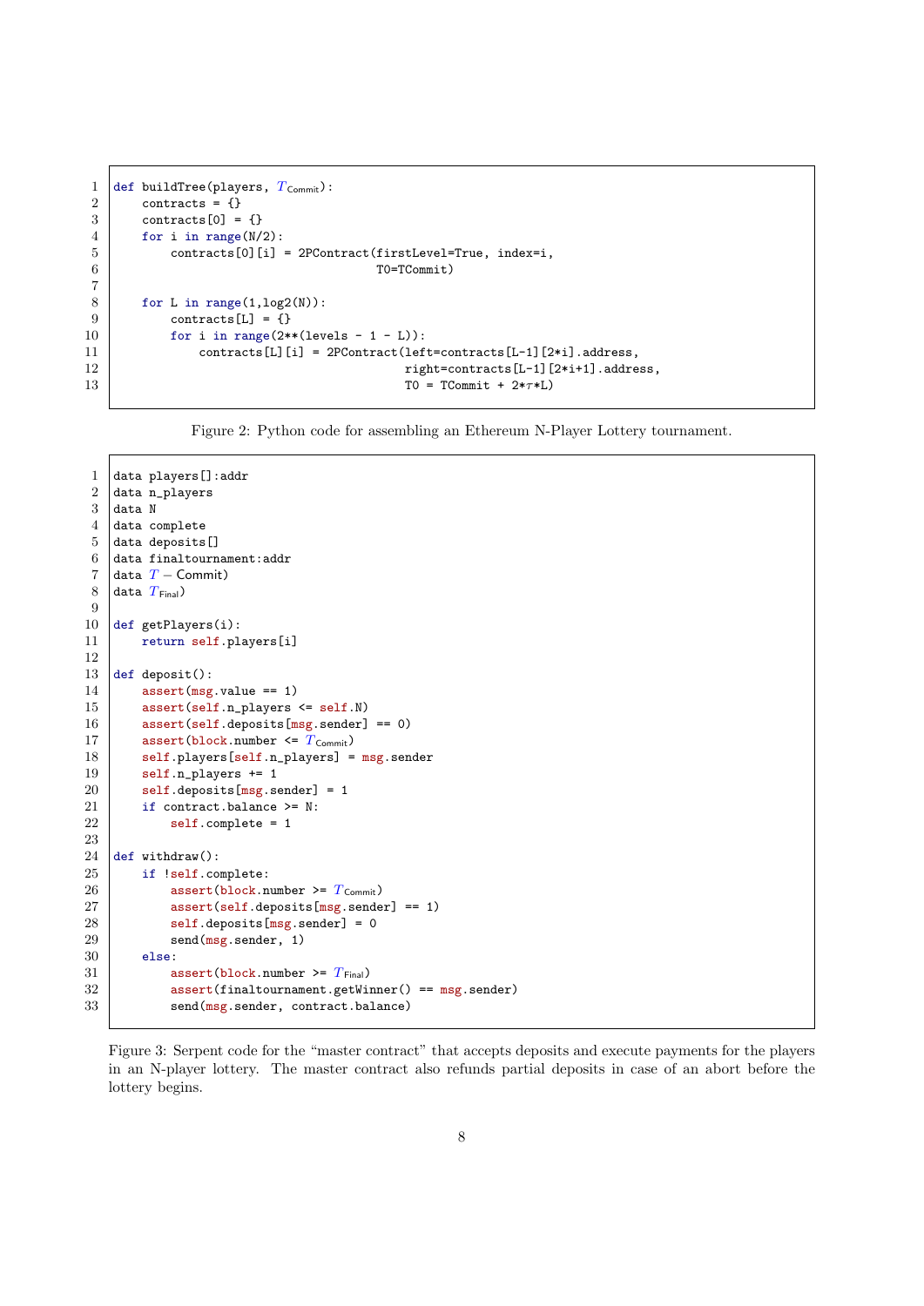```
def buildTree(players, TCommit):
    contracts = {}
    contracts[0] = {}
    for i in range(N/2):
        contracts[0][i] = 2PContract(firstLevel=True, index=i,
                                     T0=TCommit)

    for L in range(1,log2(N)):
        contracts[L] = {}
        for i in range(2**(levels - 1 - L)):
            contracts[L][i] = 2PContract(left=contracts[L-1][2*i].address,
                                         right=contracts[L-1][2*i+1].address,
                                         T0 = TCommit + 2*τ*L)
```

Figure 2: Python code for assembling an Ethereum N-Player Lottery tournament.

```
data players[]:addr
data n_players
data N
data complete
data deposits[]
data finaltournament:addr
data T − Commit)
data TFinal)

def getPlayers(i):
    return self.players[i]

def deposit():
    assert(msg.value == 1)
    assert(self.n_players <= self.N)
    assert(self.deposits[msg.sender] == 0)
    assert(block.number <= TCommit)
    self.players[self.n_players] = msg.sender
    self.n_players += 1
    self.deposits[msg.sender] = 1
    if contract.balance >= N:
        self.complete = 1

def withdraw():
    if !self.complete:
        assert(block.number >= TCommit)
        assert(self.deposits[msg.sender] == 1)
        self.deposits[msg.sender] = 0
        send(msg.sender, 1)
    else:
        assert(block.number >= TFinal)
        assert(finaltournament.getWinner() == msg.sender)
        send(msg.sender, contract.balance)
```

Figure 3: Serpent code for the "master contract" that accepts deposits and execute payments for the players in an N-player lottery. The master contract also refunds partial deposits in case of an abort before the lottery begins.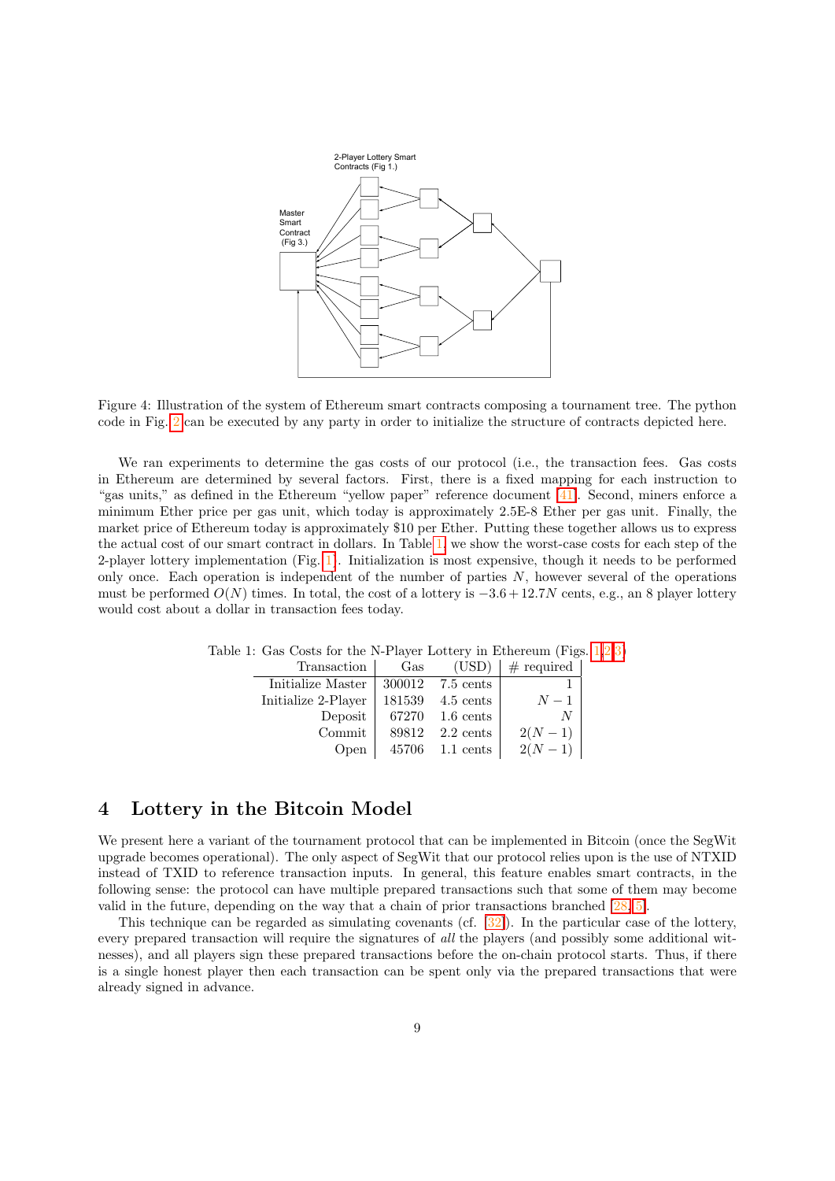Figure 4: Illustration of the system of Ethereum smart contracts composing a tournament tree. The python code in Fig. 2 can be executed by any party in order to initialize the structure of contracts depicted here.

We ran experiments to determine the gas costs of our protocol (i.e., the transaction fees. Gas costs in Ethereum are determined by several factors. First, there is a fixed mapping for each instruction to "gas units," as defined in the Ethereum "yellow paper" reference document [41]. Second, miners enforce a minimum Ether price per gas unit, which today is approximately 2.5E-8 Ether per gas unit. Finally, the market price of Ethereum today is approximately \$10 per Ether. Putting these together allows us to express the actual cost of our smart contract in dollars. In Table 1, we show the worst-case costs for each step of the 2-player lottery implementation (Fig. 1). Initialization is most expensive, though it needs to be performed only once. Each operation is independent of the number of parties $N$, however several of the operations must be performed $O(N)$ times. In total, the cost of a lottery is $-3.6 + 12.7N$ cents, e.g., an 8 player lottery would cost about a dollar in transaction fees today.

Table 1: Gas Costs for the N-Player Lottery in Ethereum (Figs. 1,2,3)

| Transaction | Gas | (USD) | # required |
|---|---|---|---|
| Initialize Master | 300012 | 7.5 cents | 1 |
| Initialize 2-Player | 181539 | 4.5 cents | $N-1$ |
| Deposit | 67270 | 1.6 cents | $N$ |
| Commit | 89812 | 2.2 cents | $2(N-1)$ |
| Open | 45706 | 1.1 cents | $2(N-1)$ |

## 4 Lottery in the Bitcoin Model

We present here a variant of the tournament protocol that can be implemented in Bitcoin (once the SegWit upgrade becomes operational). The only aspect of SegWit that our protocol relies upon is the use of NTXID instead of TXID to reference transaction inputs. In general, this feature enables smart contracts, in the following sense: the protocol can have multiple prepared transactions such that some of them may become valid in the future, depending on the way that a chain of prior transactions branched [28, 5].

This technique can be regarded as simulating covenants (cf. [32]). In the particular case of the lottery, every prepared transaction will require the signatures of *all* the players (and possibly some additional witnesses), and all players sign these prepared transactions before the on-chain protocol starts. Thus, if there is a single honest player then each transaction can be spent only via the prepared transactions that were already signed in advance.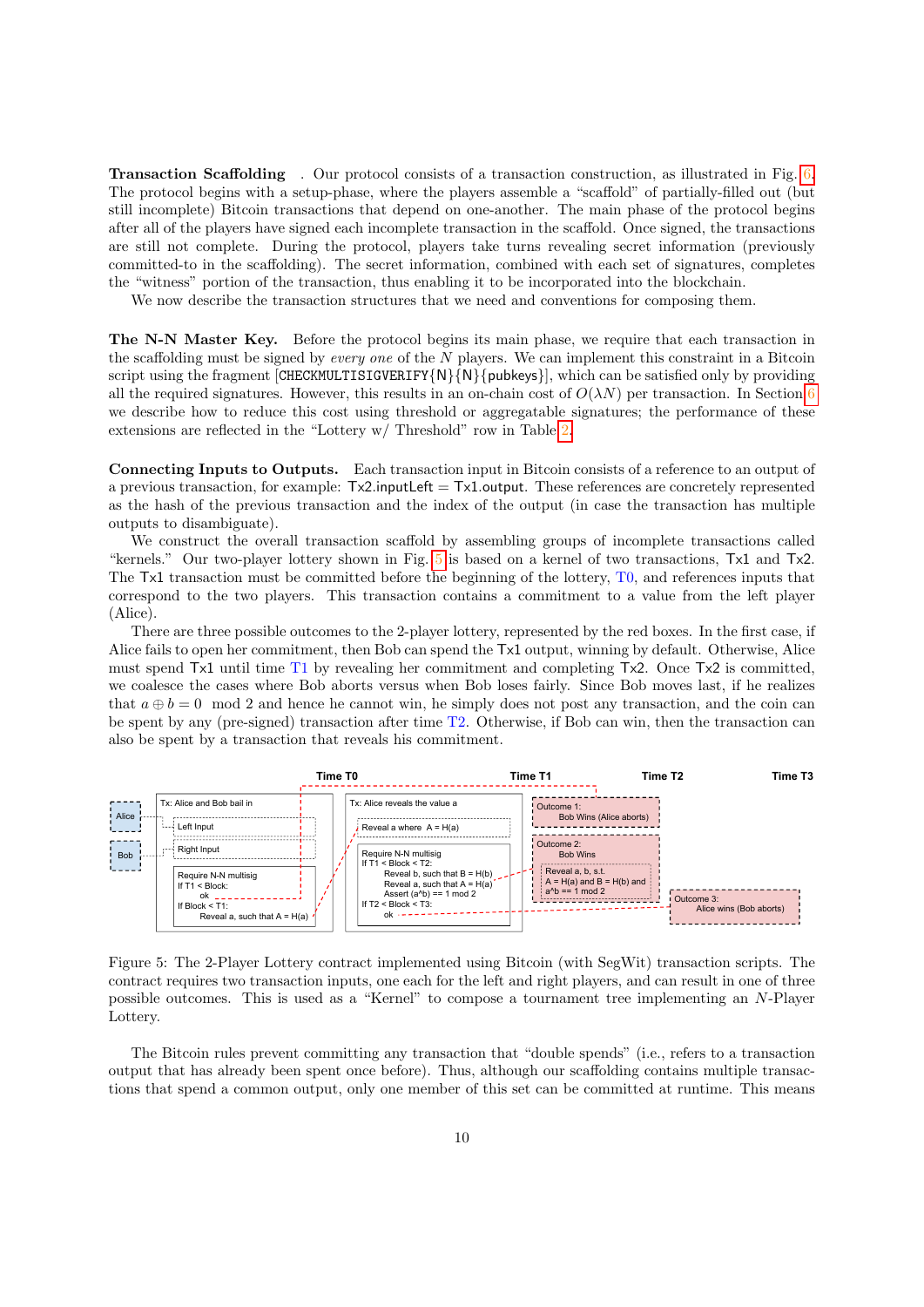**Transaction Scaffolding** . Our protocol consists of a transaction construction, as illustrated in Fig. 6. The protocol begins with a setup-phase, where the players assemble a "scaffold" of partially-filled out (but still incomplete) Bitcoin transactions that depend on one-another. The main phase of the protocol begins after all of the players have signed each incomplete transaction in the scaffold. Once signed, the transactions are still not complete. During the protocol, players take turns revealing secret information (previously committed-to in the scaffolding). The secret information, combined with each set of signatures, completes the "witness" portion of the transaction, thus enabling it to be incorporated into the blockchain.

We now describe the transaction structures that we need and conventions for composing them.

**The N-N Master Key.** Before the protocol begins its main phase, we require that each transaction in the scaffolding must be signed by *every one* of the $N$ players. We can implement this constraint in a Bitcoin script using the fragment [CHECKMULTISIGVERIFY{N}{N}{pubkeys}], which can be satisfied only by providing all the required signatures. However, this results in an on-chain cost of $O(\lambda N)$ per transaction. In Section 6 we describe how to reduce this cost using threshold or aggregatable signatures; the performance of these extensions are reflected in the "Lottery w/ Threshold" row in Table 2.

**Connecting Inputs to Outputs.** Each transaction input in Bitcoin consists of a reference to an output of a previous transaction, for example: Tx2.inputLeft = Tx1.output. These references are concretely represented as the hash of the previous transaction and the index of the output (in case the transaction has multiple outputs to disambiguate).

We construct the overall transaction scaffold by assembling groups of incomplete transactions called "kernels." Our two-player lottery shown in Fig. 5 is based on a kernel of two transactions, Tx1 and Tx2. The Tx1 transaction must be committed before the beginning of the lottery, T0, and references inputs that correspond to the two players. This transaction contains a commitment to a value from the left player (Alice).

There are three possible outcomes to the 2-player lottery, represented by the red boxes. In the first case, if Alice fails to open her commitment, then Bob can spend the Tx1 output, winning by default. Otherwise, Alice must spend Tx1 until time T1 by revealing her commitment and completing Tx2. Once Tx2 is committed, we coalesce the cases where Bob aborts versus when Bob loses fairly. Since Bob moves last, if he realizes that $a \oplus b = 0 \mod 2$ and hence he cannot win, he simply does not post any transaction, and the coin can be spent by any (pre-signed) transaction after time T2. Otherwise, if Bob can win, then the transaction can also be spent by a transaction that reveals his commitment.

Figure 5: The 2-Player Lottery contract implemented using Bitcoin (with SegWit) transaction scripts. The contract requires two transaction inputs, one each for the left and right players, and can result in one of three possible outcomes. This is used as a "Kernel" to compose a tournament tree implementing an $N$-Player Lottery.

The Bitcoin rules prevent committing any transaction that "double spends" (i.e., refers to a transaction output that has already been spent once before). Thus, although our scaffolding contains multiple transactions that spend a common output, only one member of this set can be committed at runtime. This means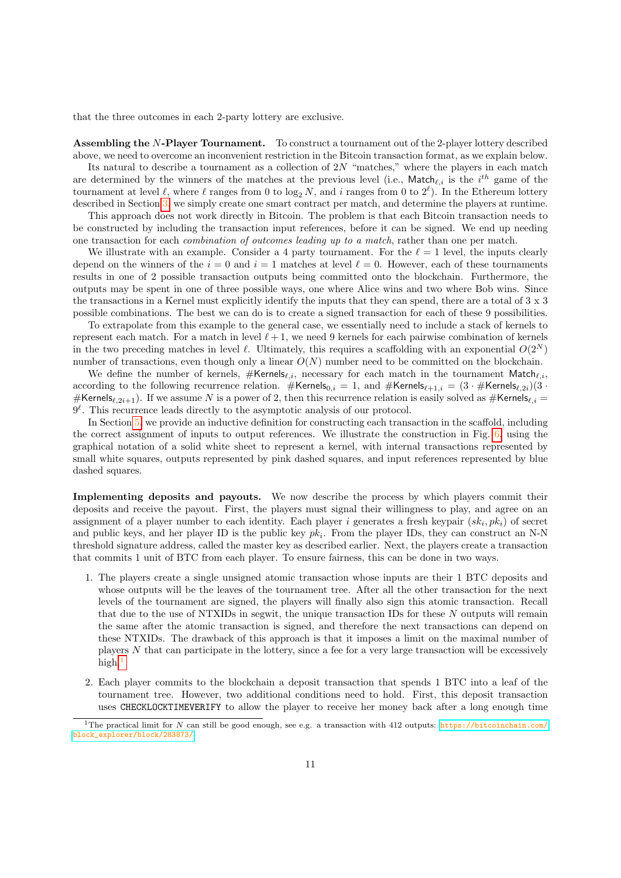that the three outcomes in each 2-party lottery are exclusive.

**Assembling the $N$-Player Tournament.** To construct a tournament out of the 2-player lottery described above, we need to overcome an inconvenient restriction in the Bitcoin transaction format, as we explain below.

Its natural to describe a tournament as a collection of $2N$ "matches," where the players in each match are determined by the winners of the matches at the previous level (i.e., $\mathsf{Match}_{\ell,i}$ is the $i^{th}$ game of the tournament at level $\ell$, where $\ell$ ranges from 0 to $\log_2 N$, and $i$ ranges from 0 to $2^\ell$). In the Ethereum lottery described in Section 3, we simply create one smart contract per match, and determine the players at runtime.

This approach does not work directly in Bitcoin. The problem is that each Bitcoin transaction needs to be constructed by including the transaction input references, before it can be signed. We end up needing one transaction for each *combination of outcomes leading up to a match*, rather than one per match.

We illustrate with an example. Consider a 4 party tournament. For the $\ell = 1$ level, the inputs clearly depend on the winners of the $i = 0$ and $i = 1$ matches at level $\ell = 0$. However, each of these tournaments results in one of 2 possible transaction outputs being committed onto the blockchain. Furthermore, the outputs may be spent in one of three possible ways, one where Alice wins and two where Bob wins. Since the transactions in a Kernel must explicitly identify the inputs that they can spend, there are a total of 3 x 3 possible combinations. The best we can do is to create a signed transaction for each of these 9 possibilities.

To extrapolate from this example to the general case, we essentially need to include a stack of kernels to represent each match. For a match in level $\ell + 1$, we need 9 kernels for each pairwise combination of kernels in the two preceding matches in level $\ell$. Ultimately, this requires a scaffolding with an exponential $O(2^N)$ number of transactions, even though only a linear $O(N)$ number need to be committed on the blockchain.

We define the number of kernels, $\#\mathsf{Kernels}_{\ell,i}$, necessary for each match in the tournament $\mathsf{Match}_{\ell,i}$, according to the following recurrence relation. $\#\mathsf{Kernels}_{0,i} = 1$, and $\#\mathsf{Kernels}_{\ell+1,i} = (3 \cdot \#\mathsf{Kernels}_{\ell,2i})(3 \cdot \#\mathsf{Kernels}_{\ell,2i+1})$. If we assume $N$ is a power of 2, then this recurrence relation is easily solved as $\#\mathsf{Kernels}_{\ell,i} = 9^\ell$. This recurrence leads directly to the asymptotic analysis of our protocol.

In Section 5, we provide an inductive definition for constructing each transaction in the scaffold, including the correct assignment of inputs to output references. We illustrate the construction in Fig. 6, using the graphical notation of a solid white sheet to represent a kernel, with internal transactions represented by small white squares, outputs represented by pink dashed squares, and input references represented by blue dashed squares.

**Implementing deposits and payouts.** We now describe the process by which players commit their deposits and receive the payout. First, the players must signal their willingness to play, and agree on an assignment of a player number to each identity. Each player $i$ generates a fresh keypair $(sk_i, pk_i)$ of secret and public keys, and her player ID is the public key $pk_i$. From the player IDs, they can construct an N-N threshold signature address, called the master key as described earlier. Next, the players create a transaction that commits 1 unit of BTC from each player. To ensure fairness, this can be done in two ways.

1. The players create a single unsigned atomic transaction whose inputs are their 1 BTC deposits and whose outputs will be the leaves of the tournament tree. After all the other transaction for the next levels of the tournament are signed, the players will finally also sign this atomic transaction. Recall that due to the use of NTXIDs in segwit, the unique transaction IDs for these $N$ outputs will remain the same after the atomic transaction is signed, and therefore the next transactions can depend on these NTXIDs. The drawback of this approach is that it imposes a limit on the maximal number of players $N$ that can participate in the lottery, since a fee for a very large transaction will be excessively high.[1]

2. Each player commits to the blockchain a deposit transaction that spends 1 BTC into a leaf of the tournament tree. However, two additional conditions need to hold. First, this deposit transaction uses `CHECKLOCKTIMEVERIFY` to allow the player to receive her money back after a long enough time

[1] The practical limit for $N$ can still be good enough, see e.g. a transaction with 412 outputs: https://bitcoinchain.com/block_explorer/block/283873/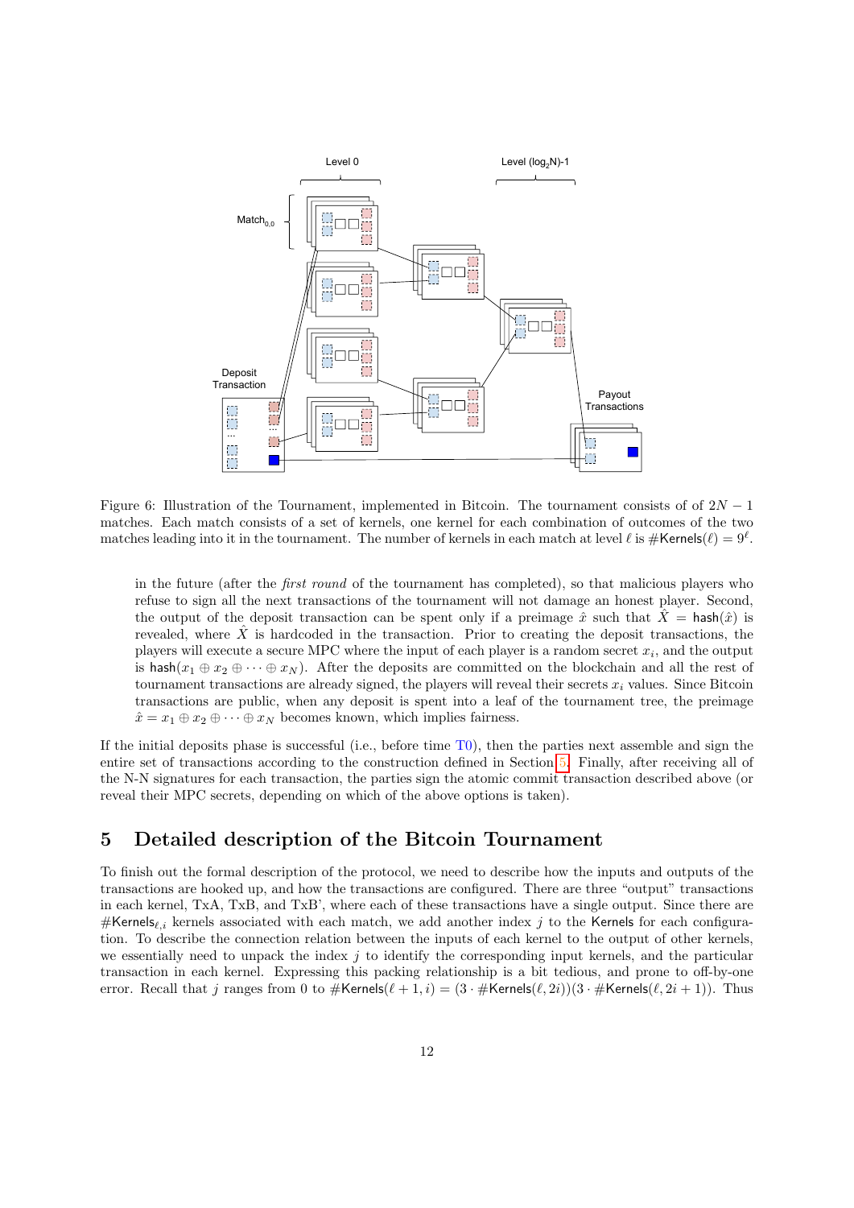Figure 6: Illustration of the Tournament, implemented in Bitcoin. The tournament consists of of $2N-1$ matches. Each match consists of a set of kernels, one kernel for each combination of outcomes of the two matches leading into it in the tournament. The number of kernels in each match at level $\ell$ is $\#\mathsf{Kernels}(\ell) = 9^\ell$.

in the future (after the *first round* of the tournament has completed), so that malicious players who refuse to sign all the next transactions of the tournament will not damage an honest player. Second, the output of the deposit transaction can be spent only if a preimage $\hat{x}$ such that $\hat{X} = \mathsf{hash}(\hat{x})$ is revealed, where $\hat{X}$ is hardcoded in the transaction. Prior to creating the deposit transactions, the players will execute a secure MPC where the input of each player is a random secret $x_i$, and the output is $\mathsf{hash}(x_1 \oplus x_2 \oplus \cdots \oplus x_N)$. After the deposits are committed on the blockchain and all the rest of tournament transactions are already signed, the players will reveal their secrets $x_i$ values. Since Bitcoin transactions are public, when any deposit is spent into a leaf of the tournament tree, the preimage $\hat{x} = x_1 \oplus x_2 \oplus \cdots \oplus x_N$ becomes known, which implies fairness.

If the initial deposits phase is successful (i.e., before time T0), then the parties next assemble and sign the entire set of transactions according to the construction defined in Section 5. Finally, after receiving all of the N-N signatures for each transaction, the parties sign the atomic commit transaction described above (or reveal their MPC secrets, depending on which of the above options is taken).

## 5 Detailed description of the Bitcoin Tournament

To finish out the formal description of the protocol, we need to describe how the inputs and outputs of the transactions are hooked up, and how the transactions are configured. There are three "output" transactions in each kernel, TxA, TxB, and TxB', where each of these transactions have a single output. Since there are $\#\mathsf{Kernels}_{\ell,i}$ kernels associated with each match, we add another index $j$ to the $\mathsf{Kernels}$ for each configuration. To describe the connection relation between the inputs of each kernel to the output of other kernels, we essentially need to unpack the index $j$ to identify the corresponding input kernels, and the particular transaction in each kernel. Expressing this packing relationship is a bit tedious, and prone to off-by-one error. Recall that $j$ ranges from 0 to $\#\mathsf{Kernels}(\ell+1, i) = (3 \cdot \#\mathsf{Kernels}(\ell, 2i))(3 \cdot \#\mathsf{Kernels}(\ell, 2i+1))$. Thus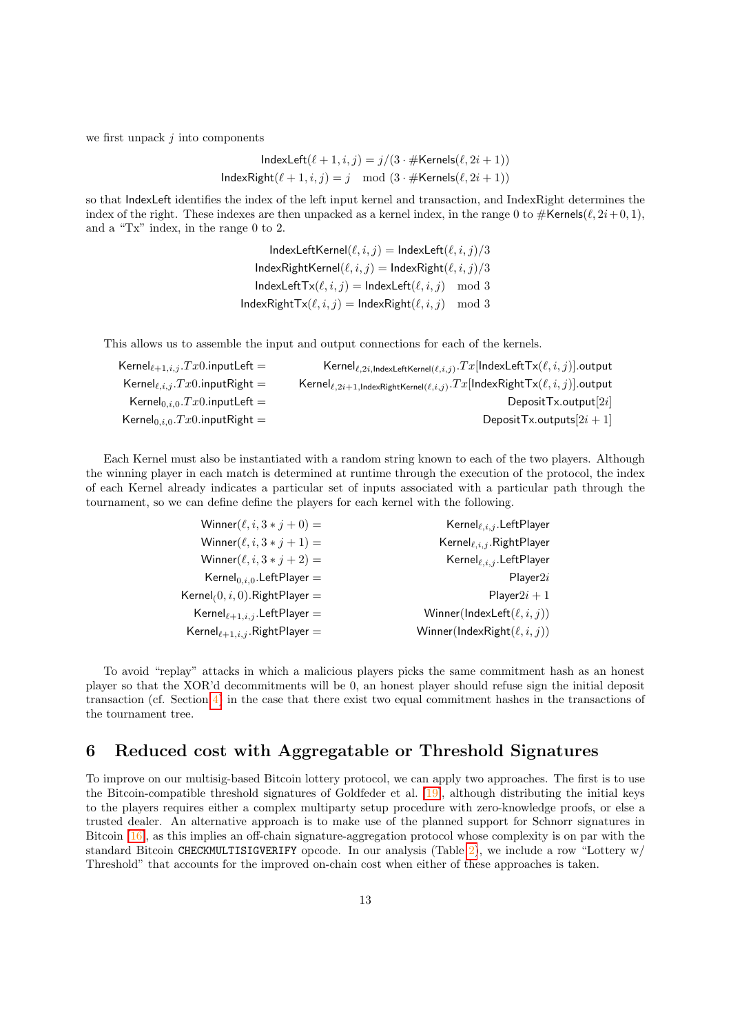we first unpack $j$ into components

$$\mathsf{IndexLeft}(\ell+1,i,j) = j/(3\cdot\#\mathsf{Kernels}(\ell,2i+1))$$
$$\mathsf{IndexRight}(\ell+1,i,j) = j \mod (3\cdot\#\mathsf{Kernels}(\ell,2i+1))$$

so that IndexLeft identifies the index of the left input kernel and transaction, and IndexRight determines the index of the right. These indexes are then unpacked as a kernel index, in the range 0 to $\#\mathsf{Kernels}(\ell,2i+0,1)$, and a "Tx" index, in the range 0 to 2.

$$\mathsf{IndexLeftKernel}(\ell,i,j) = \mathsf{IndexLeft}(\ell,i,j)/3$$
$$\mathsf{IndexRightKernel}(\ell,i,j) = \mathsf{IndexRight}(\ell,i,j)/3$$
$$\mathsf{IndexLeftTx}(\ell,i,j) = \mathsf{IndexLeft}(\ell,i,j) \mod 3$$
$$\mathsf{IndexRightTx}(\ell,i,j) = \mathsf{IndexRight}(\ell,i,j) \mod 3$$

This allows us to assemble the input and output connections for each of the kernels.

$$\mathsf{Kernel}_{\ell+1,i,j}.Tx0.\mathsf{inputLeft} = \mathsf{Kernel}_{\ell,2i,\mathsf{IndexLeftKernel}(\ell,i,j)}.Tx[\mathsf{IndexLeftTx}(\ell,i,j)].\mathsf{output}$$
$$\mathsf{Kernel}_{\ell,i,j}.Tx0.\mathsf{inputRight} = \mathsf{Kernel}_{\ell,2i+1,\mathsf{IndexRightKernel}(\ell,i,j)}.Tx[\mathsf{IndexRightTx}(\ell,i,j)].\mathsf{output}$$
$$\mathsf{Kernel}_{0,i,0}.Tx0.\mathsf{inputLeft} = \mathsf{DepositTx.output}[2i]$$
$$\mathsf{Kernel}_{0,i,0}.Tx0.\mathsf{inputRight} = \mathsf{DepositTx.outputs}[2i+1]$$

Each Kernel must also be instantiated with a random string known to each of the two players. Although the winning player in each match is determined at runtime through the execution of the protocol, the index of each Kernel already indicates a particular set of inputs associated with a particular path through the tournament, so we can define define the players for each kernel with the following.

$$\mathsf{Winner}(\ell,i,3*j+0) = \mathsf{Kernel}_{\ell,i,j}.\mathsf{LeftPlayer}$$
$$\mathsf{Winner}(\ell,i,3*j+1) = \mathsf{Kernel}_{\ell,i,j}.\mathsf{RightPlayer}$$
$$\mathsf{Winner}(\ell,i,3*j+2) = \mathsf{Kernel}_{\ell,i,j}.\mathsf{LeftPlayer}$$
$$\mathsf{Kernel}_{0,i,0}.\mathsf{LeftPlayer} = \mathsf{Player}2i$$
$$\mathsf{Kernel}_{(}0,i,0).\mathsf{RightPlayer} = \mathsf{Player}2i+1$$
$$\mathsf{Kernel}_{\ell+1,i,j}.\mathsf{LeftPlayer} = \mathsf{Winner}(\mathsf{IndexLeft}(\ell,i,j))$$
$$\mathsf{Kernel}_{\ell+1,i,j}.\mathsf{RightPlayer} = \mathsf{Winner}(\mathsf{IndexRight}(\ell,i,j))$$

To avoid "replay" attacks in which a malicious players picks the same commitment hash as an honest player so that the XOR'd decommitments will be 0, an honest player should refuse sign the initial deposit transaction (cf. Section 4) in the case that there exist two equal commitment hashes in the transactions of the tournament tree.

## 6 Reduced cost with Aggregatable or Threshold Signatures

To improve on our multisig-based Bitcoin lottery protocol, we can apply two approaches. The first is to use the Bitcoin-compatible threshold signatures of Goldfeder et al. [19], although distributing the initial keys to the players requires either a complex multiparty setup procedure with zero-knowledge proofs, or else a trusted dealer. An alternative approach is to make use of the planned support for Schnorr signatures in Bitcoin [16], as this implies an off-chain signature-aggregation protocol whose complexity is on par with the standard Bitcoin `CHECKMULTISIGVERIFY` opcode. In our analysis (Table 2), we include a row "Lottery w/ Threshold" that accounts for the improved on-chain cost when either of these approaches is taken.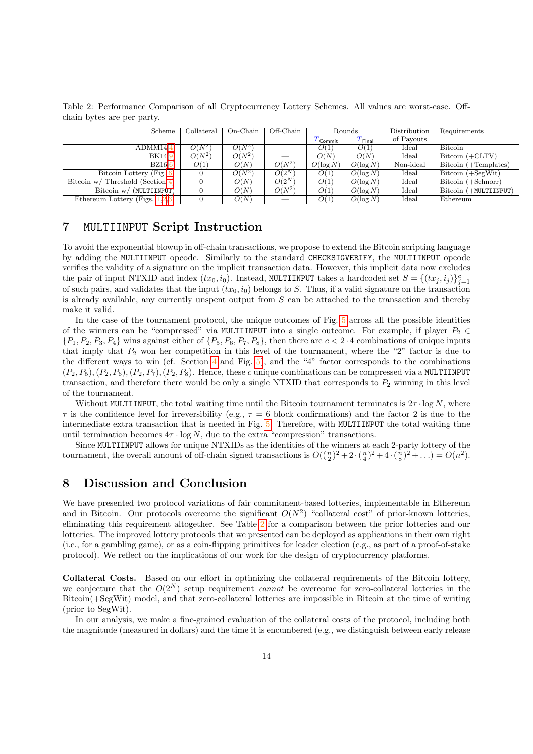Table 2: Performance Comparison of all Cryptocurrency Lottery Schemes. All values are worst-case. Off-chain bytes are per party.

| Scheme | Collateral | On-Chain | Off-Chain | Rounds | | Distribution of Payouts | Requirements |
|---|---|---|---|---|---|---|---|
| | | | | $T_{\mathsf{Commit}}$ | $T_{\mathsf{Final}}$ | | |
| ADMM14[4] | $O(N^2)$ | $O(N^2)$ | — | $O(1)$ | $O(1)$ | Ideal | Bitcoin |
| BK14[9] | $O(N^2)$ | $O(N^2)$ | — | $O(N)$ | $O(N)$ | Ideal | Bitcoin (+CLTV) |
| BZ16[6] | $O(1)$ | $O(N)$ | $O(N^2)$ | $O(\log N)$ | $O(\log N)$ | Non-ideal | Bitcoin (+Templates) |
| Bitcoin Lottery (Fig. 6) | 0 | $O(N^2)$ | $O(2^N)$ | $O(1)$ | $O(\log N)$ | Ideal | Bitcoin (+SegWit) |
| Bitcoin w/ Threshold (Section 4) | 0 | $O(N)$ | $O(2^N)$ | $O(1)$ | $O(\log N)$ | Ideal | Bitcoin (+Schnorr) |
| Bitcoin w/ (MULTIINPUT) | 0 | $O(N)$ | $O(N^2)$ | $O(1)$ | $O(\log N)$ | Ideal | Bitcoin (+MULTIINPUT) |
| Ethereum Lottery (Figs. 1,2,3) | 0 | $O(N)$ | — | $O(1)$ | $O(\log N)$ | Ideal | Ethereum |

## 7 MULTIINPUT Script Instruction

To avoid the exponential blowup in off-chain transactions, we propose to extend the Bitcoin scripting language by adding the MULTIINPUT opcode. Similarly to the standard CHECKSIGVERIFY, the MULTIINPUT opcode verifies the validity of a signature on the implicit transaction data. However, this implicit data now excludes the pair of input NTXID and index $(tx_0, i_0)$. Instead, MULTIINPUT takes a hardcoded set $S = \{(tx_j, i_j)\}_{j=1}^{c}$ of such pairs, and validates that the input $(tx_0, i_0)$ belongs to $S$. Thus, if a valid signature on the transaction is already available, any currently unspent output from $S$ can be attached to the transaction and thereby make it valid.

In the case of the tournament protocol, the unique outcomes of Fig. 5 across all the possible identities of the winners can be "compressed" via MULTIINPUT into a single outcome. For example, if player $P_2 \in \{P_1, P_2, P_3, P_4\}$ wins against either of $\{P_5, P_6, P_7, P_8\}$, then there are $c < 2 \cdot 4$ combinations of unique inputs that imply that $P_2$ won her competition in this level of the tournament, where the "2" factor is due to the different ways to win (cf. Section 4 and Fig. 5), and the "4" factor corresponds to the combinations $(P_2, P_5), (P_2, P_6), (P_2, P_7), (P_2, P_8)$. Hence, these $c$ unique combinations can be compressed via a MULTIINPUT transaction, and therefore there would be only a single NTXID that corresponds to $P_2$ winning in this level of the tournament.

Without MULTIINPUT, the total waiting time until the Bitcoin tournament terminates is $2\tau \cdot \log N$, where $\tau$ is the confidence level for irreversibility (e.g., $\tau = 6$ block confirmations) and the factor 2 is due to the intermediate extra transaction that is needed in Fig. 5. Therefore, with MULTIINPUT the total waiting time until termination becomes $4\tau \cdot \log N$, due to the extra "compression" transactions.

Since MULTIINPUT allows for unique NTXIDs as the identities of the winners at each 2-party lottery of the tournament, the overall amount of off-chain signed transactions is $O((\frac{n}{2})^2 + 2 \cdot (\frac{n}{4})^2 + 4 \cdot (\frac{n}{8})^2 + \ldots) = O(n^2)$.

## 8 Discussion and Conclusion

We have presented two protocol variations of fair commitment-based lotteries, implementable in Ethereum and in Bitcoin. Our protocols overcome the significant $O(N^2)$ "collateral cost" of prior-known lotteries, eliminating this requirement altogether. See Table 2 for a comparison between the prior lotteries and our lotteries. The improved lottery protocols that we presented can be deployed as applications in their own right (i.e., for a gambling game), or as a coin-flipping primitives for leader election (e.g., as part of a proof-of-stake protocol). We reflect on the implications of our work for the design of cryptocurrency platforms.

**Collateral Costs.** Based on our effort in optimizing the collateral requirements of the Bitcoin lottery, we conjecture that the $O(2^N)$ setup requirement *cannot* be overcome for zero-collateral lotteries in the Bitcoin(+SegWit) model, and that zero-collateral lotteries are impossible in Bitcoin at the time of writing (prior to SegWit).

In our analysis, we make a fine-grained evaluation of the collateral costs of the protocol, including both the magnitude (measured in dollars) and the time it is encumbered (e.g., we distinguish between early release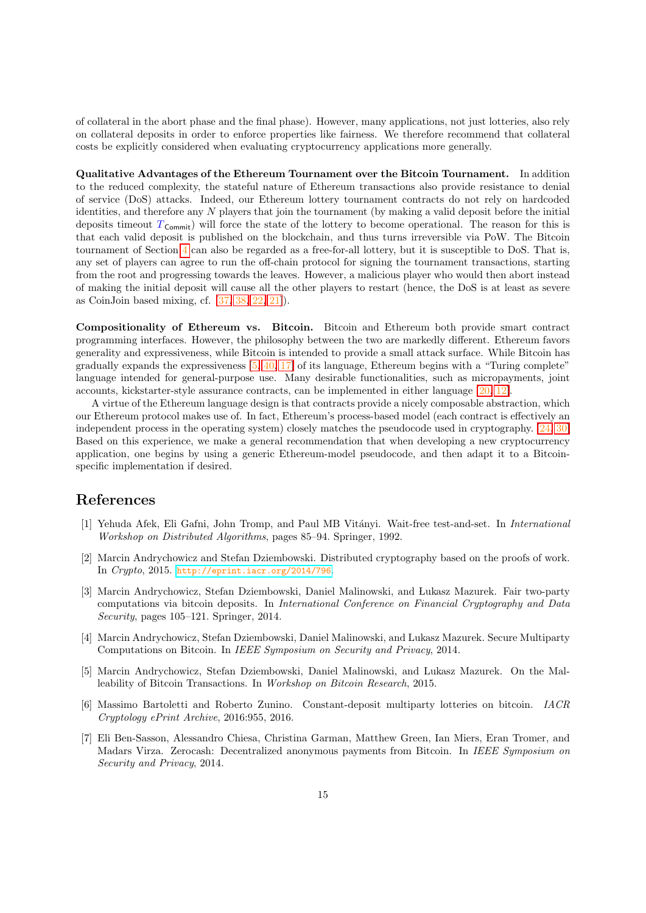of collateral in the abort phase and the final phase). However, many applications, not just lotteries, also rely on collateral deposits in order to enforce properties like fairness. We therefore recommend that collateral costs be explicitly considered when evaluating cryptocurrency applications more generally.

**Qualitative Advantages of the Ethereum Tournament over the Bitcoin Tournament.** In addition to the reduced complexity, the stateful nature of Ethereum transactions also provide resistance to denial of service (DoS) attacks. Indeed, our Ethereum lottery tournament contracts do not rely on hardcoded identities, and therefore any $N$ players that join the tournament (by making a valid deposit before the initial deposits timeout $T_{\mathsf{Commit}}$) will force the state of the lottery to become operational. The reason for this is that each valid deposit is published on the blockchain, and thus turns irreversible via PoW. The Bitcoin tournament of Section 4 can also be regarded as a free-for-all lottery, but it is susceptible to DoS. That is, any set of players can agree to run the off-chain protocol for signing the tournament transactions, starting from the root and progressing towards the leaves. However, a malicious player who would then abort instead of making the initial deposit will cause all the other players to restart (hence, the DoS is at least as severe as CoinJoin based mixing, cf. [37, 38, 22, 21]).

**Compositionality of Ethereum vs. Bitcoin.** Bitcoin and Ethereum both provide smart contract programming interfaces. However, the philosophy between the two are markedly different. Ethereum favors generality and expressiveness, while Bitcoin is intended to provide a small attack surface. While Bitcoin has gradually expands the expressiveness [5, 40, 17] of its language, Ethereum begins with a "Turing complete" language intended for general-purpose use. Many desirable functionalities, such as micropayments, joint accounts, kickstarter-style assurance contracts, can be implemented in either language [20, 12].

A virtue of the Ethereum language design is that contracts provide a nicely composable abstraction, which our Ethereum protocol makes use of. In fact, Ethereum's process-based model (each contract is effectively an independent process in the operating system) closely matches the pseudocode used in cryptography. [24, 30] Based on this experience, we make a general recommendation that when developing a new cryptocurrency application, one begins by using a generic Ethereum-model pseudocode, and then adapt it to a Bitcoin-specific implementation if desired.

## References

[1] Yehuda Afek, Eli Gafni, John Tromp, and Paul MB Vitányi. Wait-free test-and-set. In *International Workshop on Distributed Algorithms*, pages 85–94. Springer, 1992.

[2] Marcin Andrychowicz and Stefan Dziembowski. Distributed cryptography based on the proofs of work. In *Crypto*, 2015. http://eprint.iacr.org/2014/796.

[3] Marcin Andrychowicz, Stefan Dziembowski, Daniel Malinowski, and Łukasz Mazurek. Fair two-party computations via bitcoin deposits. In *International Conference on Financial Cryptography and Data Security*, pages 105–121. Springer, 2014.

[4] Marcin Andrychowicz, Stefan Dziembowski, Daniel Malinowski, and Lukasz Mazurek. Secure Multiparty Computations on Bitcoin. In *IEEE Symposium on Security and Privacy*, 2014.

[5] Marcin Andrychowicz, Stefan Dziembowski, Daniel Malinowski, and Lukasz Mazurek. On the Malleability of Bitcoin Transactions. In *Workshop on Bitcoin Research*, 2015.

[6] Massimo Bartoletti and Roberto Zunino. Constant-deposit multiparty lotteries on bitcoin. *IACR Cryptology ePrint Archive*, 2016:955, 2016.

[7] Eli Ben-Sasson, Alessandro Chiesa, Christina Garman, Matthew Green, Ian Miers, Eran Tromer, and Madars Virza. Zerocash: Decentralized anonymous payments from Bitcoin. In *IEEE Symposium on Security and Privacy*, 2014.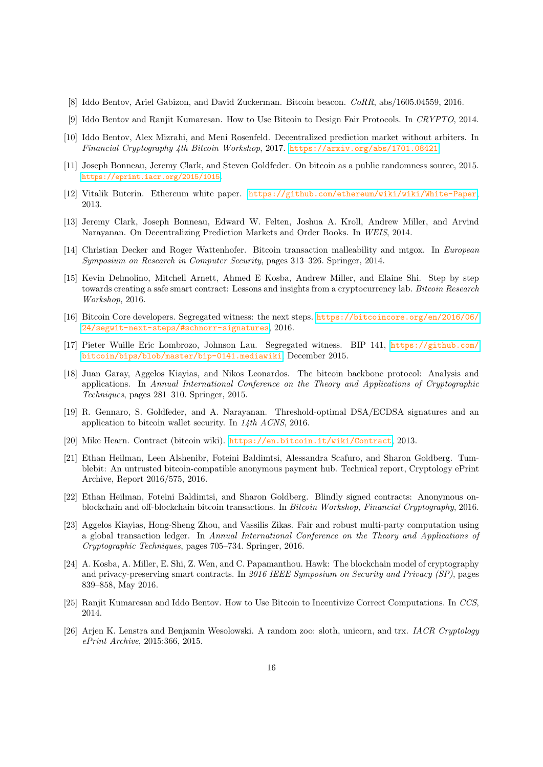[8] Iddo Bentov, Ariel Gabizon, and David Zuckerman. Bitcoin beacon. *CoRR*, abs/1605.04559, 2016.

[9] Iddo Bentov and Ranjit Kumaresan. How to Use Bitcoin to Design Fair Protocols. In *CRYPTO*, 2014.

[10] Iddo Bentov, Alex Mizrahi, and Meni Rosenfeld. Decentralized prediction market without arbiters. In *Financial Cryptography 4th Bitcoin Workshop*, 2017. https://arxiv.org/abs/1701.08421.

[11] Joseph Bonneau, Jeremy Clark, and Steven Goldfeder. On bitcoin as a public randomness source, 2015. https://eprint.iacr.org/2015/1015.

[12] Vitalik Buterin. Ethereum white paper. https://github.com/ethereum/wiki/wiki/White-Paper, 2013.

[13] Jeremy Clark, Joseph Bonneau, Edward W. Felten, Joshua A. Kroll, Andrew Miller, and Arvind Narayanan. On Decentralizing Prediction Markets and Order Books. In *WEIS*, 2014.

[14] Christian Decker and Roger Wattenhofer. Bitcoin transaction malleability and mtgox. In *European Symposium on Research in Computer Security*, pages 313–326. Springer, 2014.

[15] Kevin Delmolino, Mitchell Arnett, Ahmed E Kosba, Andrew Miller, and Elaine Shi. Step by step towards creating a safe smart contract: Lessons and insights from a cryptocurrency lab. *Bitcoin Research Workshop*, 2016.

[16] Bitcoin Core developers. Segregated witness: the next steps. https://bitcoincore.org/en/2016/06/24/segwit-next-steps/#schnorr-signatures, 2016.

[17] Pieter Wuille Eric Lombrozo, Johnson Lau. Segregated witness. BIP 141, https://github.com/bitcoin/bips/blob/master/bip-0141.mediawiki, December 2015.

[18] Juan Garay, Aggelos Kiayias, and Nikos Leonardos. The bitcoin backbone protocol: Analysis and applications. In *Annual International Conference on the Theory and Applications of Cryptographic Techniques*, pages 281–310. Springer, 2015.

[19] R. Gennaro, S. Goldfeder, and A. Narayanan. Threshold-optimal DSA/ECDSA signatures and an application to bitcoin wallet security. In *14th ACNS*, 2016.

[20] Mike Hearn. Contract (bitcoin wiki). https://en.bitcoin.it/wiki/Contract, 2013.

[21] Ethan Heilman, Leen Alshenibr, Foteini Baldimtsi, Alessandra Scafuro, and Sharon Goldberg. Tumblebit: An untrusted bitcoin-compatible anonymous payment hub. Technical report, Cryptology ePrint Archive, Report 2016/575, 2016.

[22] Ethan Heilman, Foteini Baldimtsi, and Sharon Goldberg. Blindly signed contracts: Anonymous on-blockchain and off-blockchain bitcoin transactions. In *Bitcoin Workshop, Financial Cryptography*, 2016.

[23] Aggelos Kiayias, Hong-Sheng Zhou, and Vassilis Zikas. Fair and robust multi-party computation using a global transaction ledger. In *Annual International Conference on the Theory and Applications of Cryptographic Techniques*, pages 705–734. Springer, 2016.

[24] A. Kosba, A. Miller, E. Shi, Z. Wen, and C. Papamanthou. Hawk: The blockchain model of cryptography and privacy-preserving smart contracts. In *2016 IEEE Symposium on Security and Privacy (SP)*, pages 839–858, May 2016.

[25] Ranjit Kumaresan and Iddo Bentov. How to Use Bitcoin to Incentivize Correct Computations. In *CCS*, 2014.

[26] Arjen K. Lenstra and Benjamin Wesolowski. A random zoo: sloth, unicorn, and trx. *IACR Cryptology ePrint Archive*, 2015:366, 2015.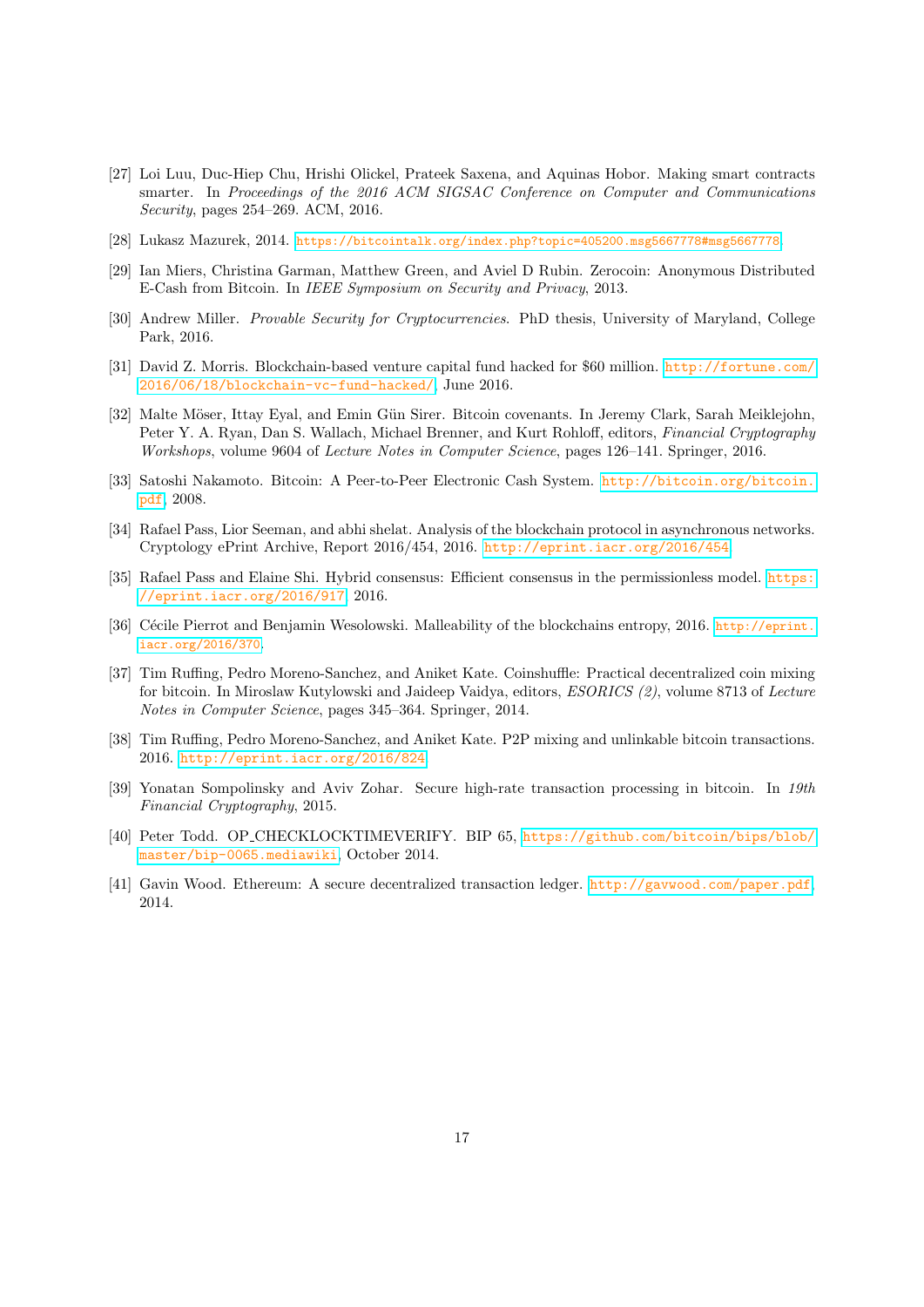[27] Loi Luu, Duc-Hiep Chu, Hrishi Olickel, Prateek Saxena, and Aquinas Hobor. Making smart contracts smarter. In *Proceedings of the 2016 ACM SIGSAC Conference on Computer and Communications Security*, pages 254–269. ACM, 2016.

[28] Lukasz Mazurek, 2014. https://bitcointalk.org/index.php?topic=405200.msg5667778#msg5667778.

[29] Ian Miers, Christina Garman, Matthew Green, and Aviel D Rubin. Zerocoin: Anonymous Distributed E-Cash from Bitcoin. In *IEEE Symposium on Security and Privacy*, 2013.

[30] Andrew Miller. *Provable Security for Cryptocurrencies.* PhD thesis, University of Maryland, College Park, 2016.

[31] David Z. Morris. Blockchain-based venture capital fund hacked for $60 million. http://fortune.com/2016/06/18/blockchain-vc-fund-hacked/, June 2016.

[32] Malte Möser, Ittay Eyal, and Emin Gün Sirer. Bitcoin covenants. In Jeremy Clark, Sarah Meiklejohn, Peter Y. A. Ryan, Dan S. Wallach, Michael Brenner, and Kurt Rohloff, editors, *Financial Cryptography Workshops*, volume 9604 of *Lecture Notes in Computer Science*, pages 126–141. Springer, 2016.

[33] Satoshi Nakamoto. Bitcoin: A Peer-to-Peer Electronic Cash System. http://bitcoin.org/bitcoin.pdf, 2008.

[34] Rafael Pass, Lior Seeman, and abhi shelat. Analysis of the blockchain protocol in asynchronous networks. Cryptology ePrint Archive, Report 2016/454, 2016. http://eprint.iacr.org/2016/454.

[35] Rafael Pass and Elaine Shi. Hybrid consensus: Efficient consensus in the permissionless model. https://eprint.iacr.org/2016/917, 2016.

[36] Cécile Pierrot and Benjamin Wesolowski. Malleability of the blockchains entropy, 2016. http://eprint.iacr.org/2016/370.

[37] Tim Ruffing, Pedro Moreno-Sanchez, and Aniket Kate. Coinshuffle: Practical decentralized coin mixing for bitcoin. In Miroslaw Kutylowski and Jaideep Vaidya, editors, *ESORICS (2)*, volume 8713 of *Lecture Notes in Computer Science*, pages 345–364. Springer, 2014.

[38] Tim Ruffing, Pedro Moreno-Sanchez, and Aniket Kate. P2P mixing and unlinkable bitcoin transactions. 2016. http://eprint.iacr.org/2016/824.

[39] Yonatan Sompolinsky and Aviv Zohar. Secure high-rate transaction processing in bitcoin. In *19th Financial Cryptography*, 2015.

[40] Peter Todd. OP_CHECKLOCKTIMEVERIFY. BIP 65, https://github.com/bitcoin/bips/blob/master/bip-0065.mediawiki, October 2014.

[41] Gavin Wood. Ethereum: A secure decentralized transaction ledger. http://gavwood.com/paper.pdf, 2014.